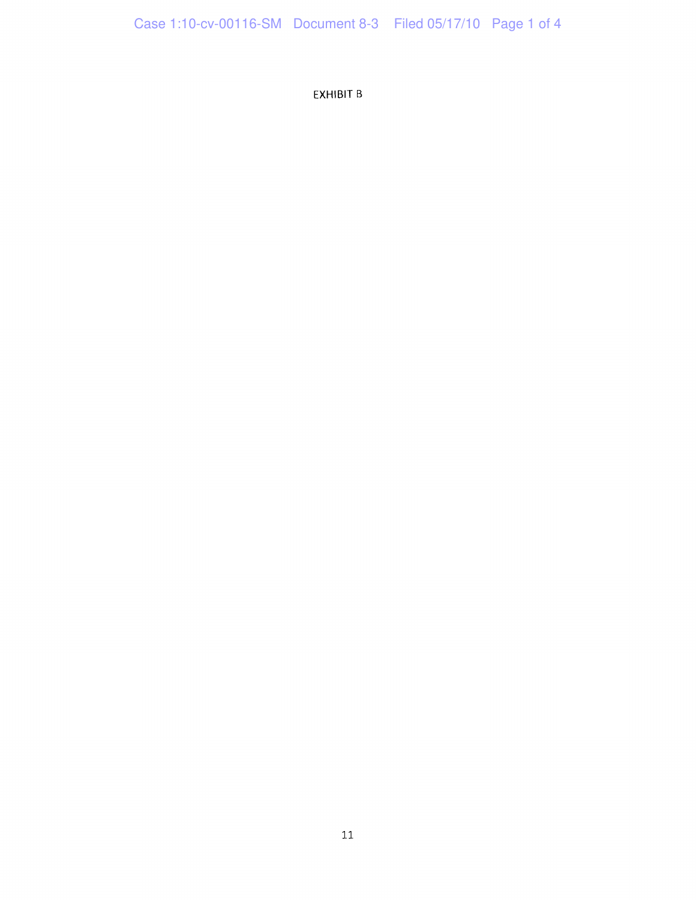EXHIBIT B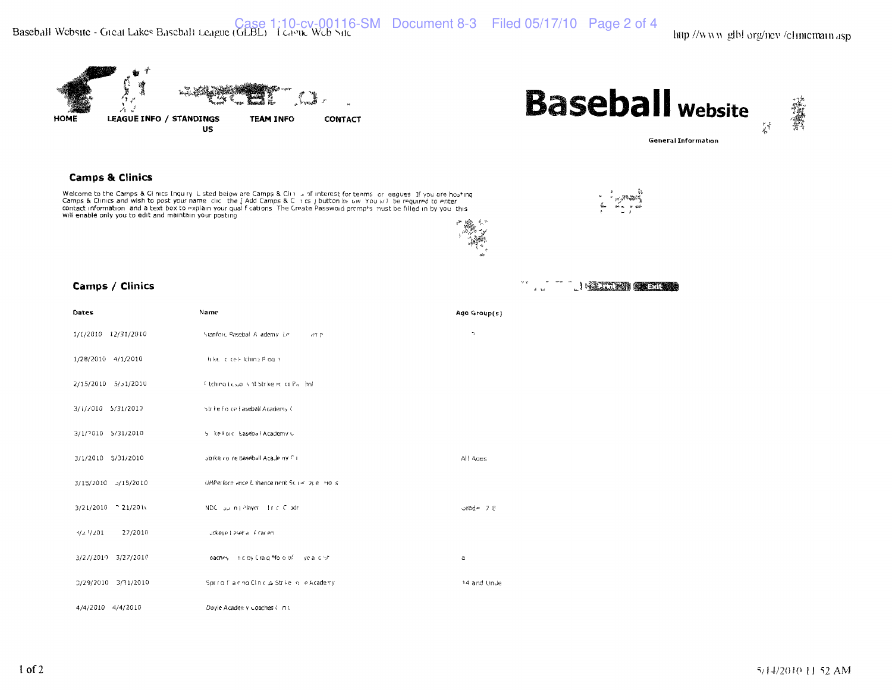HOME LEAGUE INFO / STANDINGS TEAM INFO CONTACT US

**Baseball Website**

General Information

## Camps & Clinics

Welcome to the Camps & Cl nics Inqu ry L sted below are Camps & Cli s of interest for teams or eagues If you are hosting Camps & Clinics and wish to post your name clic the [ Add Camps & C i cs ] button be ow You w be required to enter contact information and a text box to explain your qual f cations The Create Password prompts must be filled in by you this will enable only you to edit and maintain your posting

## Camps / Clinics

| Dates | Name | Age Group(s) |
|---|---|---|
| 1/1/2010 12/31/2010 | Stanford Basebal A ademy Le a P | |
| 1/28/2010 4/1/2010 | ti ke ce Fitching P og | |
| 2/15/2010 5/31/2010 | F tching Lesso s at Strike F ce Pa hal | |
| 3/1/2010 5/31/2010 | Str ke Fo ce Baseball Academy ( | |
| 3/1/2010 5/31/2010 | S ke Forc Basebal Academy C | |
| 3/1/2010 5/31/2010 | Strike Fo ce Baseball Academy C | All Ages |
| 3/15/2010 3/15/2010 | UHPerform ance E hance nent Sc De ro s | |
| 3/21/2010 21/201 | NDC n Player l r c C adr | Grade 7 8 |
| 4/2 /201 27/2010 | ckeye l aset a cacem | |
| 3/27/2010 3/27/2010 | oaches n c by Craig Mo o of ve a c st | a |
| 3/29/2010 3/31/2010 | Spr ng F a ing Clin c & Str ke F e Academy | 14 and Under |
| 4/4/2010 4/4/2010 | Doyle Academy Coaches C in c | |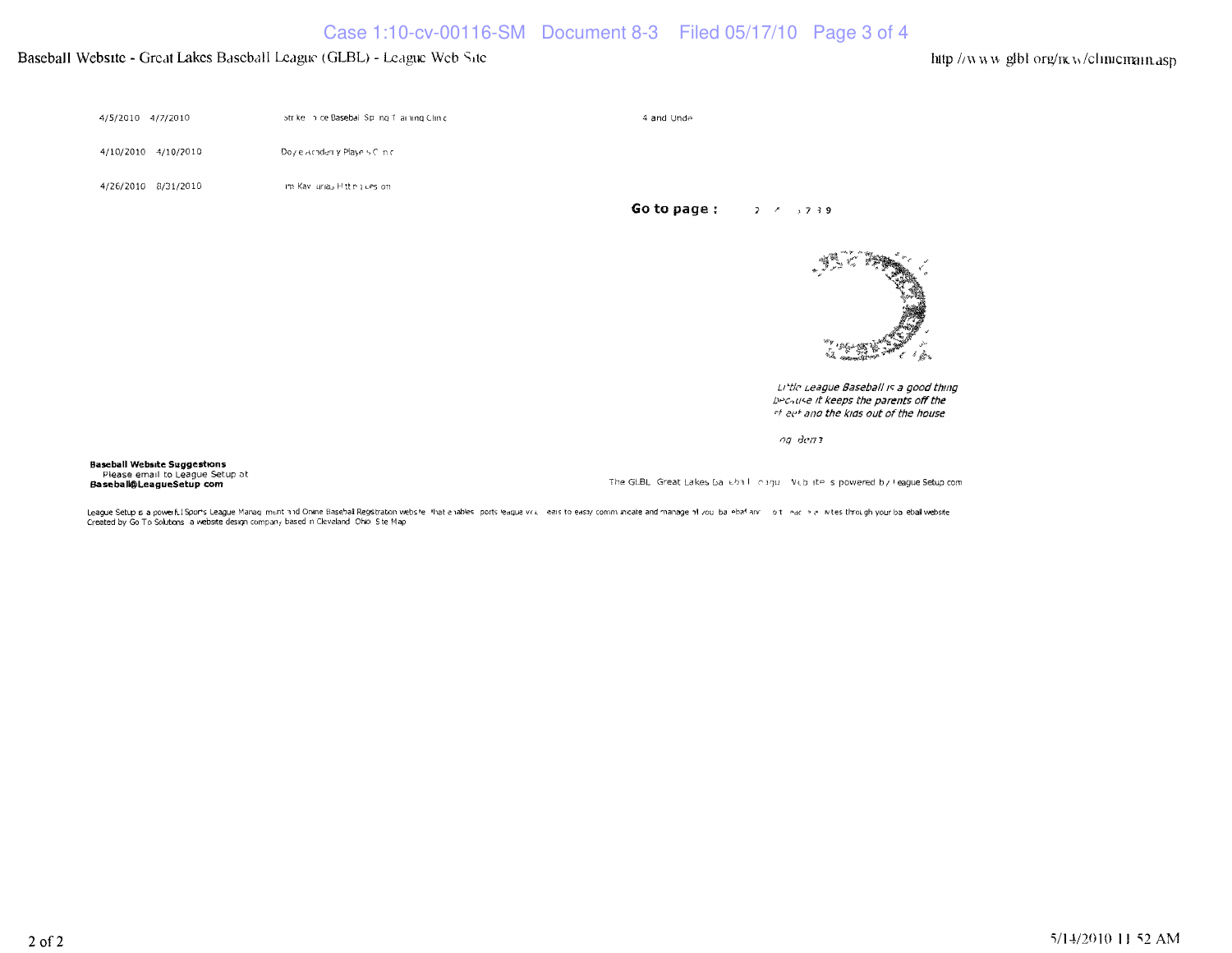| | | |
|---|---|---|
| 4/5/2010 4/7/2010 | Strike ance Baseball Spring Training Clinic | 4 and Under |
| 4/10/2010 4/10/2010 | Doyle Academy Players Clinic | |
| 4/26/2010 8/31/2010 | m Kav unas Hitting Lesson | |

**Go to page :** 2 / 3 7 3 9

*Little League Baseball is a good thing because it keeps the parents off the street and the kids out of the house*

*ng dem3*

**Baseball Website Suggestions**
Please email to League Setup at
**Baseball@LeagueSetup com**

The GLBL Great Lakes Baseball League Website is powered by League Setup com

League Setup is a powerful Sports League Management and Online Baseball Registration website that enables sports league volunteers to easily communicate and manage all your baseball and softball activities through your baseball website
Created by Go To Solutions a website design company based in Cleveland Ohio Site Map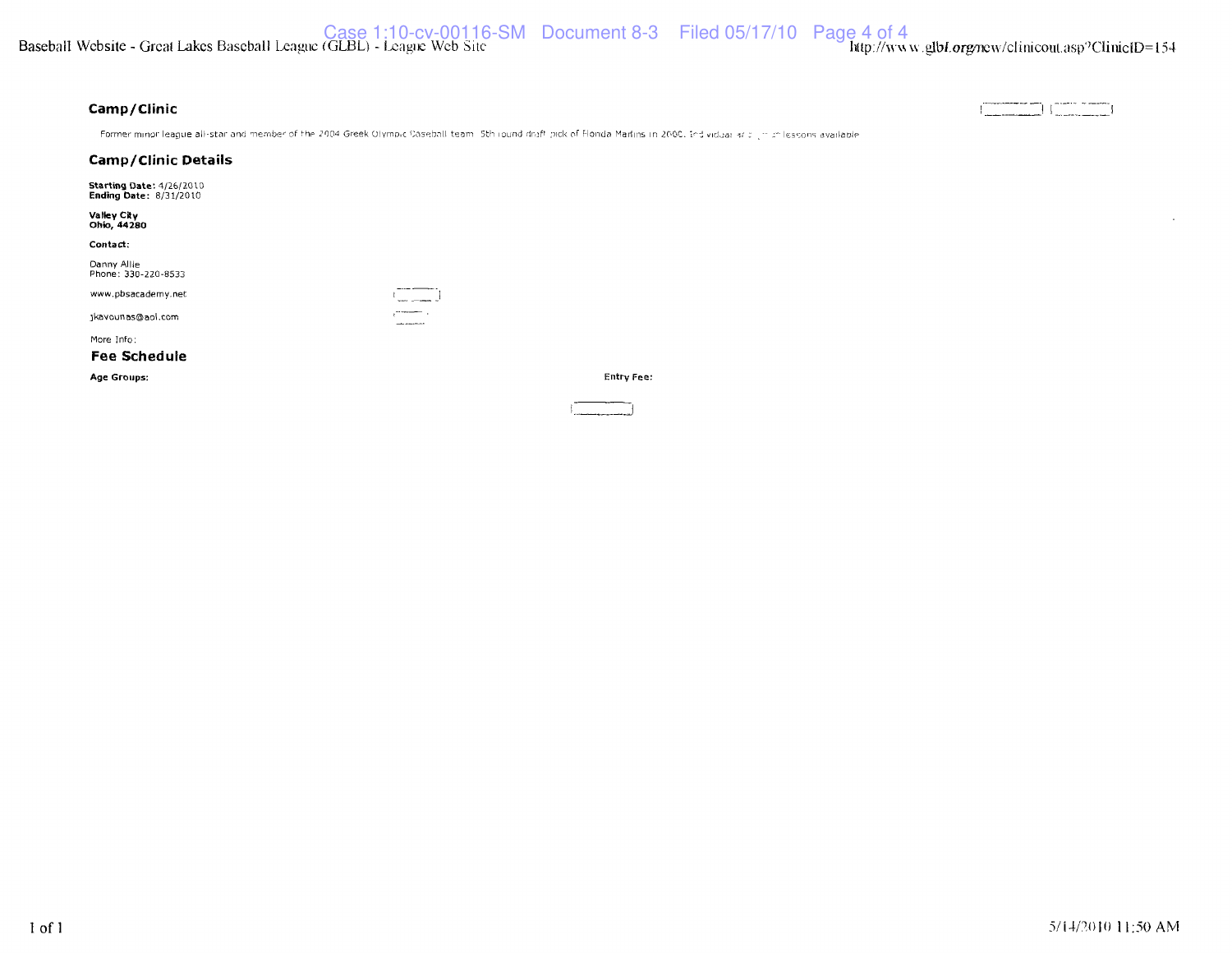## Camp/Clinic

Former minor league all-star and member of the 2004 Greek Olympic Baseball team. 5th round draft pick of Florida Marlins in 2000. Individual and pitch lessons available

## Camp/Clinic Details

**Starting Date:** 4/26/2010
**Ending Date:** 8/31/2010

**Valley City**
**Ohio, 44280**

**Contact:**

Danny Allie
Phone: 330-220-8533

www.pbsacademy.net

jkavounas@aol.com

More Info:

## Fee Schedule

| Age Groups: | Entry Fee: |
| --- | --- |